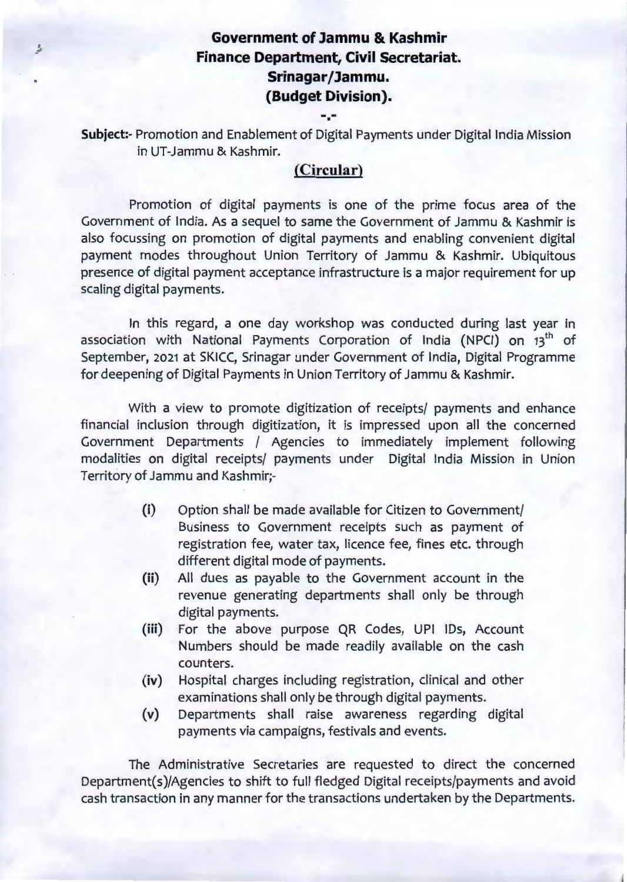# Government of Jammu & Kashmir
## Finance Department, Civil Secretariat.
## Srinagar/Jammu.
## (Budget Division).

-.-

**Subject:-** Promotion and Enablement of Digital Payments under Digital India Mission in UT-Jammu & Kashmir.

## (Circular)

Promotion of digital payments is one of the prime focus area of the Government of India. As a sequel to same the Government of Jammu & Kashmir is also focussing on promotion of digital payments and enabling convenient digital payment modes throughout Union Territory of Jammu & Kashmir. Ubiquitous presence of digital payment acceptance infrastructure is a major requirement for up scaling digital payments.

In this regard, a one day workshop was conducted during last year in association with National Payments Corporation of India (NPCI) on 13th of September, 2021 at SKICC, Srinagar under Government of India, Digital Programme for deepening of Digital Payments in Union Territory of Jammu & Kashmir.

With a view to promote digitization of receipts/ payments and enhance financial inclusion through digitization, it is impressed upon all the concerned Government Departments / Agencies to immediately implement following modalities on digital receipts/ payments under Digital India Mission in Union Territory of Jammu and Kashmir;-

(i) Option shall be made available for Citizen to Government/ Business to Government receipts such as payment of registration fee, water tax, licence fee, fines etc. through different digital mode of payments.

(ii) All dues as payable to the Government account in the revenue generating departments shall only be through digital payments.

(iii) For the above purpose QR Codes, UPI IDs, Account Numbers should be made readily available on the cash counters.

(iv) Hospital charges including registration, clinical and other examinations shall only be through digital payments.

(v) Departments shall raise awareness regarding digital payments via campaigns, festivals and events.

The Administrative Secretaries are requested to direct the concerned Department(s)/Agencies to shift to full fledged Digital receipts/payments and avoid cash transaction in any manner for the transactions undertaken by the Departments.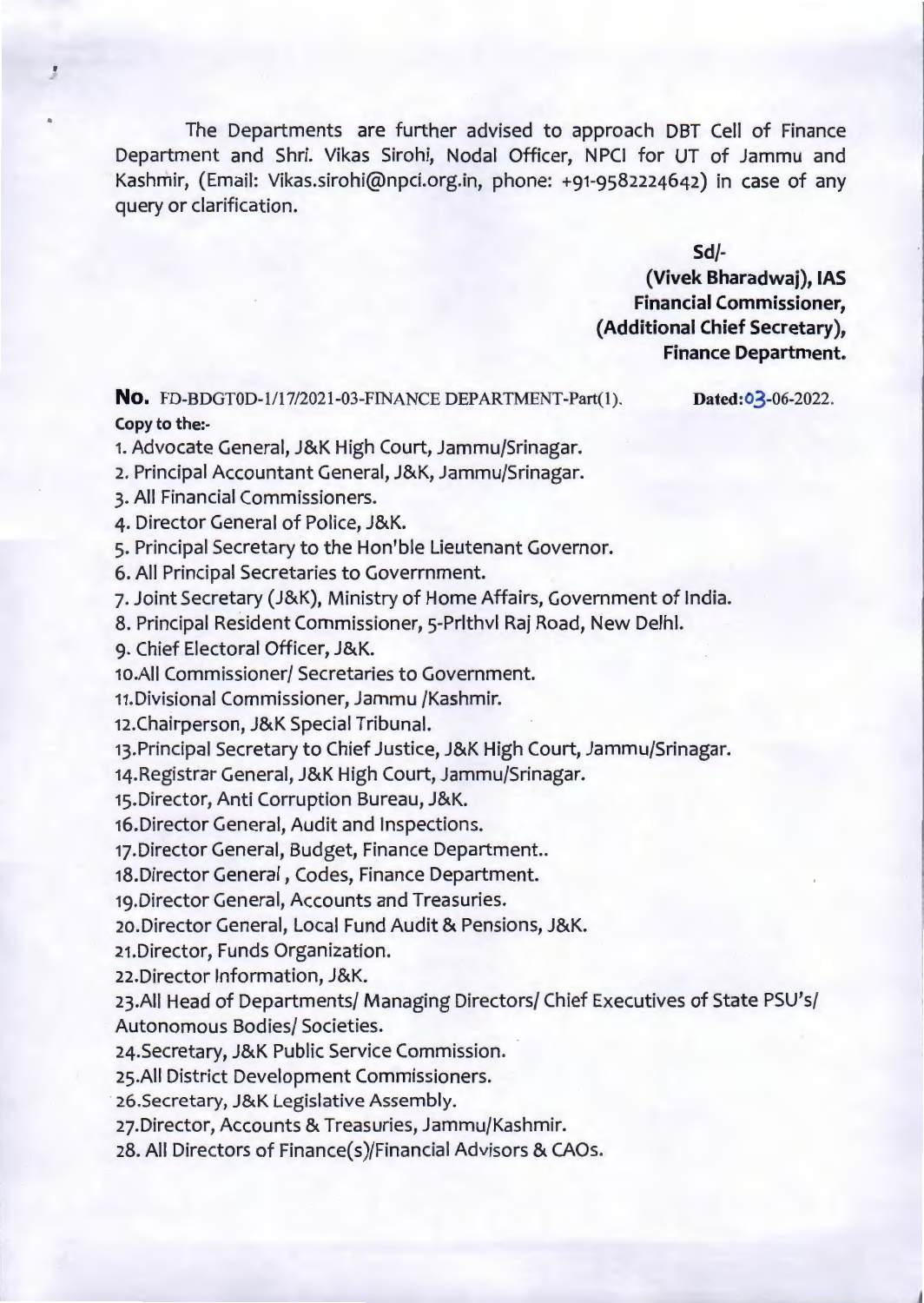The Departments are further advised to approach DBT Cell of Finance Department and Shri. Vikas Sirohi, Nodal Officer, NPCI for UT of Jammu and Kashmir, (Email: Vikas.sirohi@npci.org.in, phone: +91-9582224642) in case of any query or clarification.

**Sd/-**

**(Vivek Bharadwaj), IAS**
**Financial Commissioner,**
**(Additional Chief Secretary),**
**Finance Department.**

**No.** FD-BDGT0D-1/17/2021-03-FINANCE DEPARTMENT-Part(1). **Dated:03-06-2022.**

**Copy to the:-**

1. Advocate General, J&K High Court, Jammu/Srinagar.
2. Principal Accountant General, J&K, Jammu/Srinagar.
3. All Financial Commissioners.
4. Director General of Police, J&K.
5. Principal Secretary to the Hon'ble Lieutenant Governor.
6. All Principal Secretaries to Goverrnment.
7. Joint Secretary (J&K), Ministry of Home Affairs, Government of India.
8. Principal Resident Commissioner, 5-Prithvi Raj Road, New Delhi.
9. Chief Electoral Officer, J&K.
10. All Commissioner/ Secretaries to Government.
11. Divisional Commissioner, Jammu /Kashmir.
12. Chairperson, J&K Special Tribunal.
13. Principal Secretary to Chief Justice, J&K High Court, Jammu/Srinagar.
14. Registrar General, J&K High Court, Jammu/Srinagar.
15. Director, Anti Corruption Bureau, J&K.
16. Director General, Audit and Inspections.
17. Director General, Budget, Finance Department..
18. Director General , Codes, Finance Department.
19. Director General, Accounts and Treasuries.
20. Director General, Local Fund Audit & Pensions, J&K.
21. Director, Funds Organization.
22. Director Information, J&K.
23. All Head of Departments/ Managing Directors/ Chief Executives of State PSU's/ Autonomous Bodies/ Societies.
24. Secretary, J&K Public Service Commission.
25. All District Development Commissioners.
26. Secretary, J&K Legislative Assembly.
27. Director, Accounts & Treasuries, Jammu/Kashmir.
28. All Directors of Finance(s)/Financial Advisors & CAOs.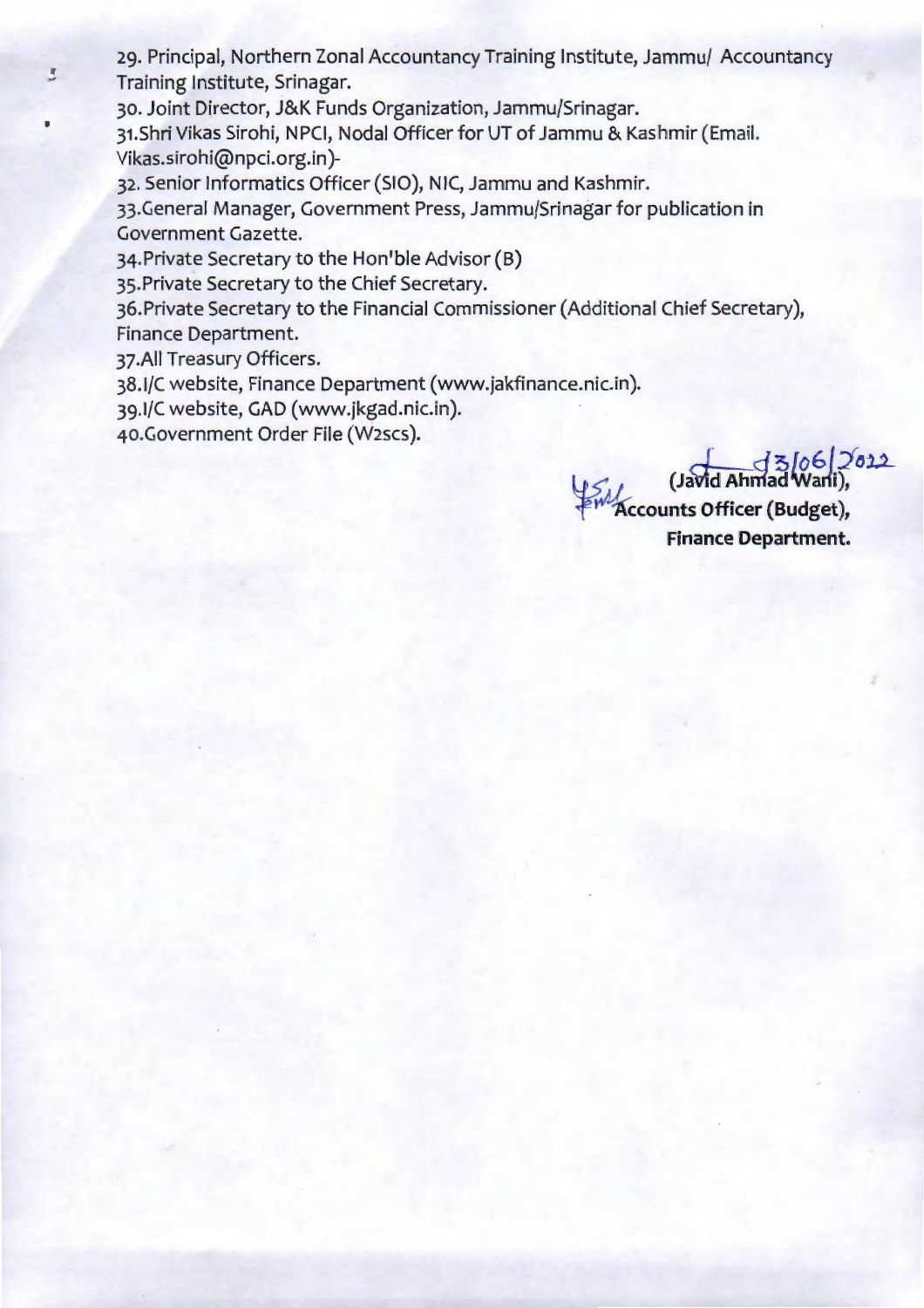29. Principal, Northern Zonal Accountancy Training Institute, Jammu/ Accountancy Training Institute, Srinagar.
30. Joint Director, J&K Funds Organization, Jammu/Srinagar.
31. Shri Vikas Sirohi, NPCI, Nodal Officer for UT of Jammu & Kashmir (Email. Vikas.sirohi@npci.org.in)-
32. Senior Informatics Officer (SIO), NIC, Jammu and Kashmir.
33. General Manager, Government Press, Jammu/Srinagar for publication in Government Gazette.
34. Private Secretary to the Hon'ble Advisor (B)
35. Private Secretary to the Chief Secretary.
36. Private Secretary to the Financial Commissioner (Additional Chief Secretary), Finance Department.
37. All Treasury Officers.
38. I/C website, Finance Department (www.jakfinance.nic.in).
39. I/C website, GAD (www.jkgad.nic.in).
40. Government Order File (W2scs).

13/06/2022

**(Javid Ahmad Wani),**

**Accounts Officer (Budget),**

**Finance Department.**